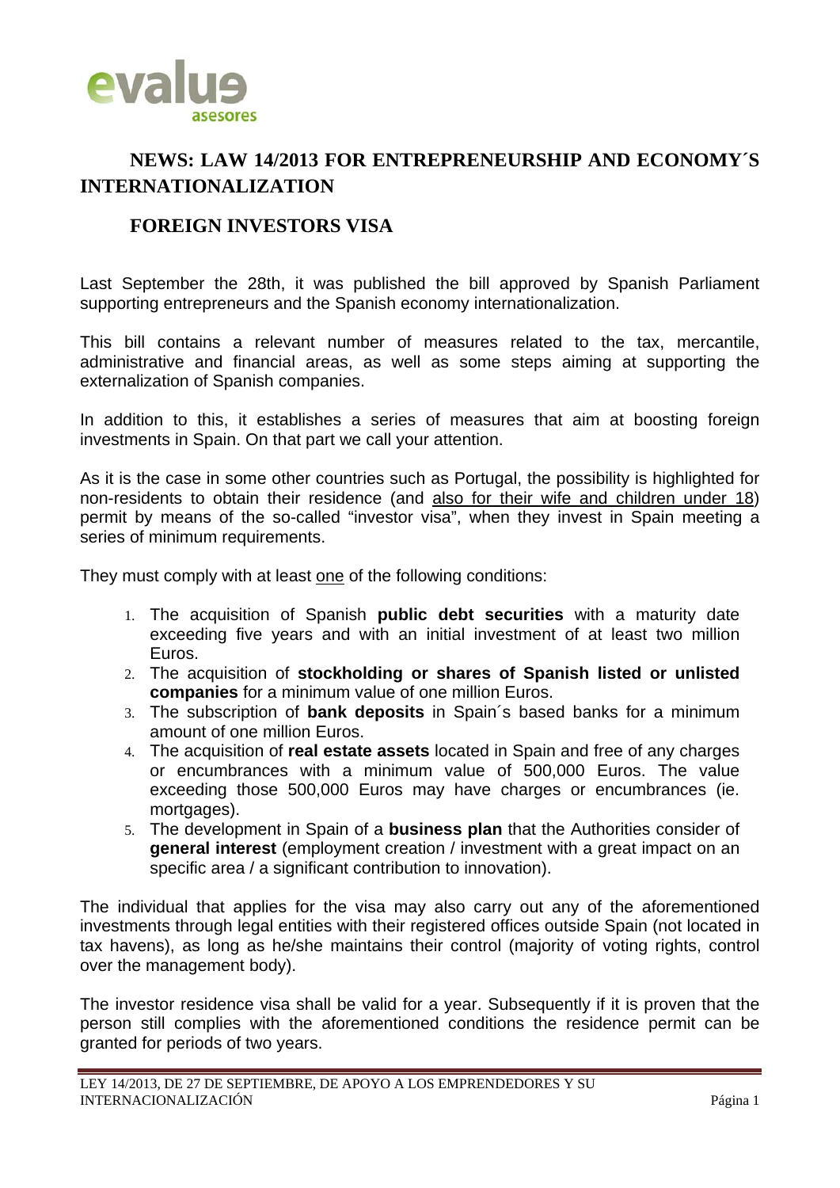evalue asesores

## NEWS: LAW 14/2013 FOR ENTREPRENEURSHIP AND ECONOMY´S INTERNATIONALIZATION

## FOREIGN INVESTORS VISA

Last September the 28th, it was published the bill approved by Spanish Parliament supporting entrepreneurs and the Spanish economy internationalization.

This bill contains a relevant number of measures related to the tax, mercantile, administrative and financial areas, as well as some steps aiming at supporting the externalization of Spanish companies.

In addition to this, it establishes a series of measures that aim at boosting foreign investments in Spain. On that part we call your attention.

As it is the case in some other countries such as Portugal, the possibility is highlighted for non-residents to obtain their residence (and <u>also for their wife and children under 18</u>) permit by means of the so-called "investor visa", when they invest in Spain meeting a series of minimum requirements.

They must comply with at least <u>one</u> of the following conditions:

1. The acquisition of Spanish **public debt securities** with a maturity date exceeding five years and with an initial investment of at least two million Euros.
2. The acquisition of **stockholding or shares of Spanish listed or unlisted companies** for a minimum value of one million Euros.
3. The subscription of **bank deposits** in Spain´s based banks for a minimum amount of one million Euros.
4. The acquisition of **real estate assets** located in Spain and free of any charges or encumbrances with a minimum value of 500,000 Euros. The value exceeding those 500,000 Euros may have charges or encumbrances (ie. mortgages).
5. The development in Spain of a **business plan** that the Authorities consider of **general interest** (employment creation / investment with a great impact on an specific area / a significant contribution to innovation).

The individual that applies for the visa may also carry out any of the aforementioned investments through legal entities with their registered offices outside Spain (not located in tax havens), as long as he/she maintains their control (majority of voting rights, control over the management body).

The investor residence visa shall be valid for a year. Subsequently if it is proven that the person still complies with the aforementioned conditions the residence permit can be granted for periods of two years.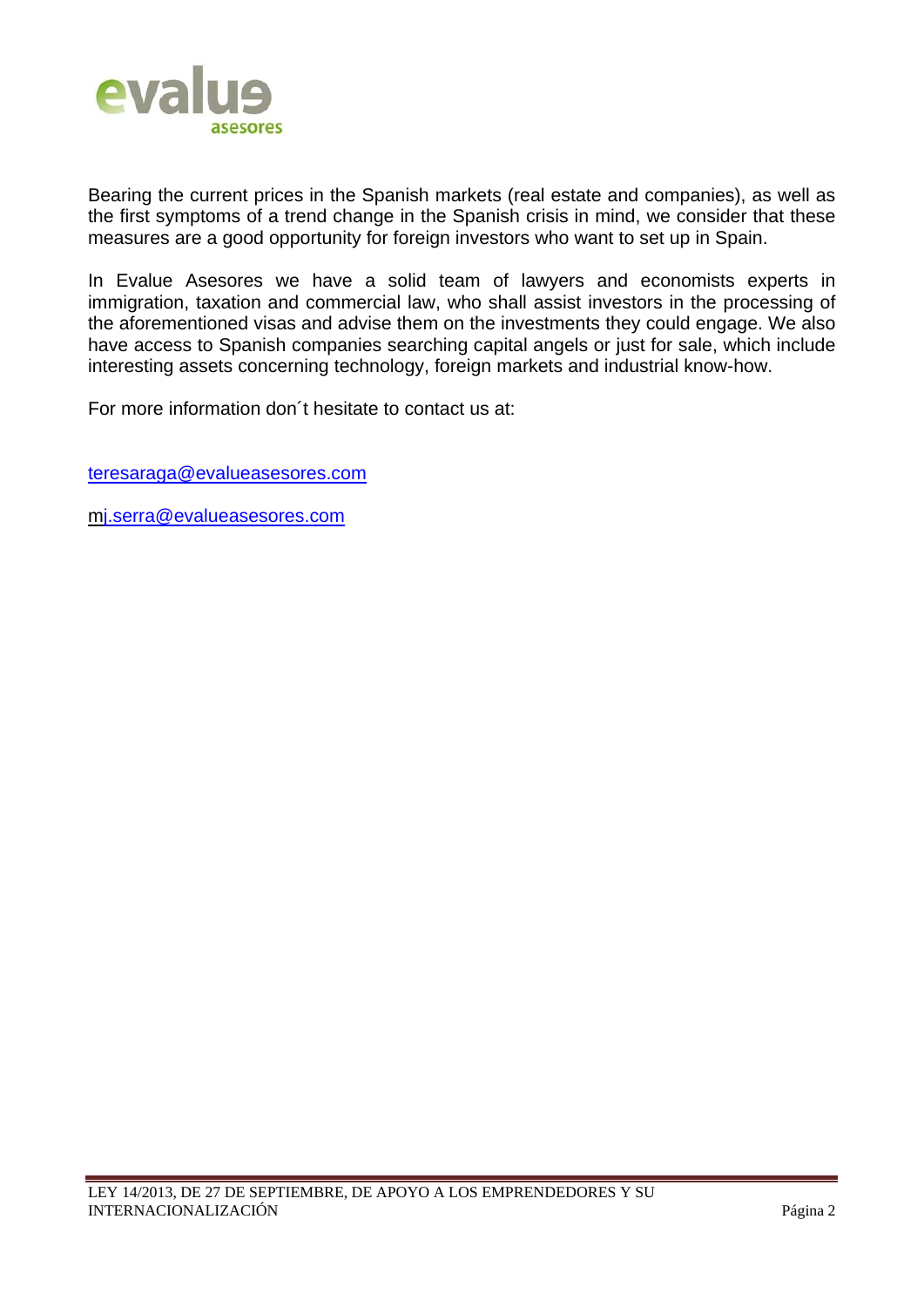Bearing the current prices in the Spanish markets (real estate and companies), as well as the first symptoms of a trend change in the Spanish crisis in mind, we consider that these measures are a good opportunity for foreign investors who want to set up in Spain.

In Evalue Asesores we have a solid team of lawyers and economists experts in immigration, taxation and commercial law, who shall assist investors in the processing of the aforementioned visas and advise them on the investments they could engage. We also have access to Spanish companies searching capital angels or just for sale, which include interesting assets concerning technology, foreign markets and industrial know-how.

For more information don´t hesitate to contact us at:

teresaraga@evalueasesores.com

mj.serra@evalueasesores.com